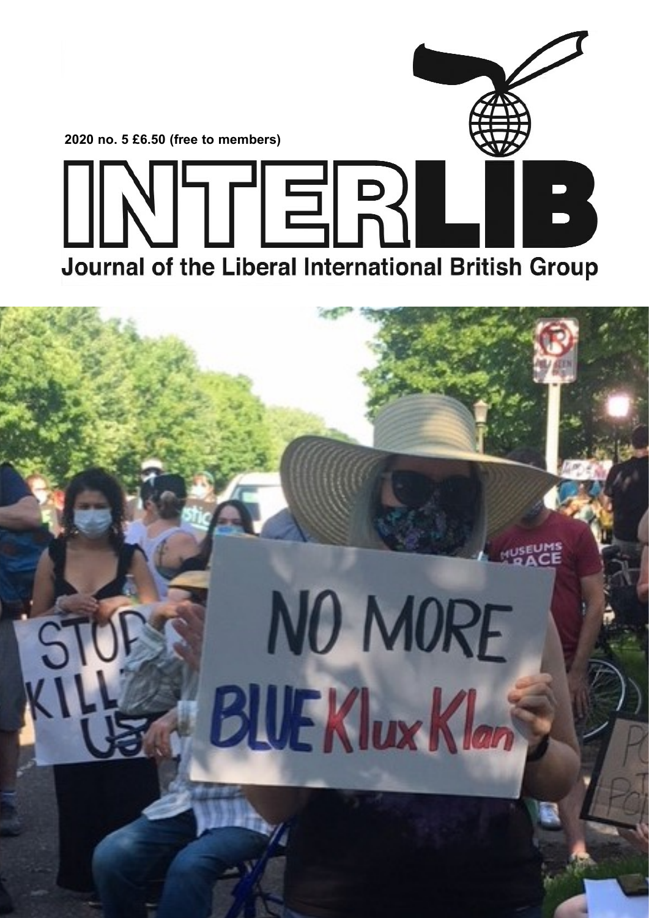2020 no. 5 £6.50 (free to members)

# INTERLIB

## Journal of the Liberal International British Group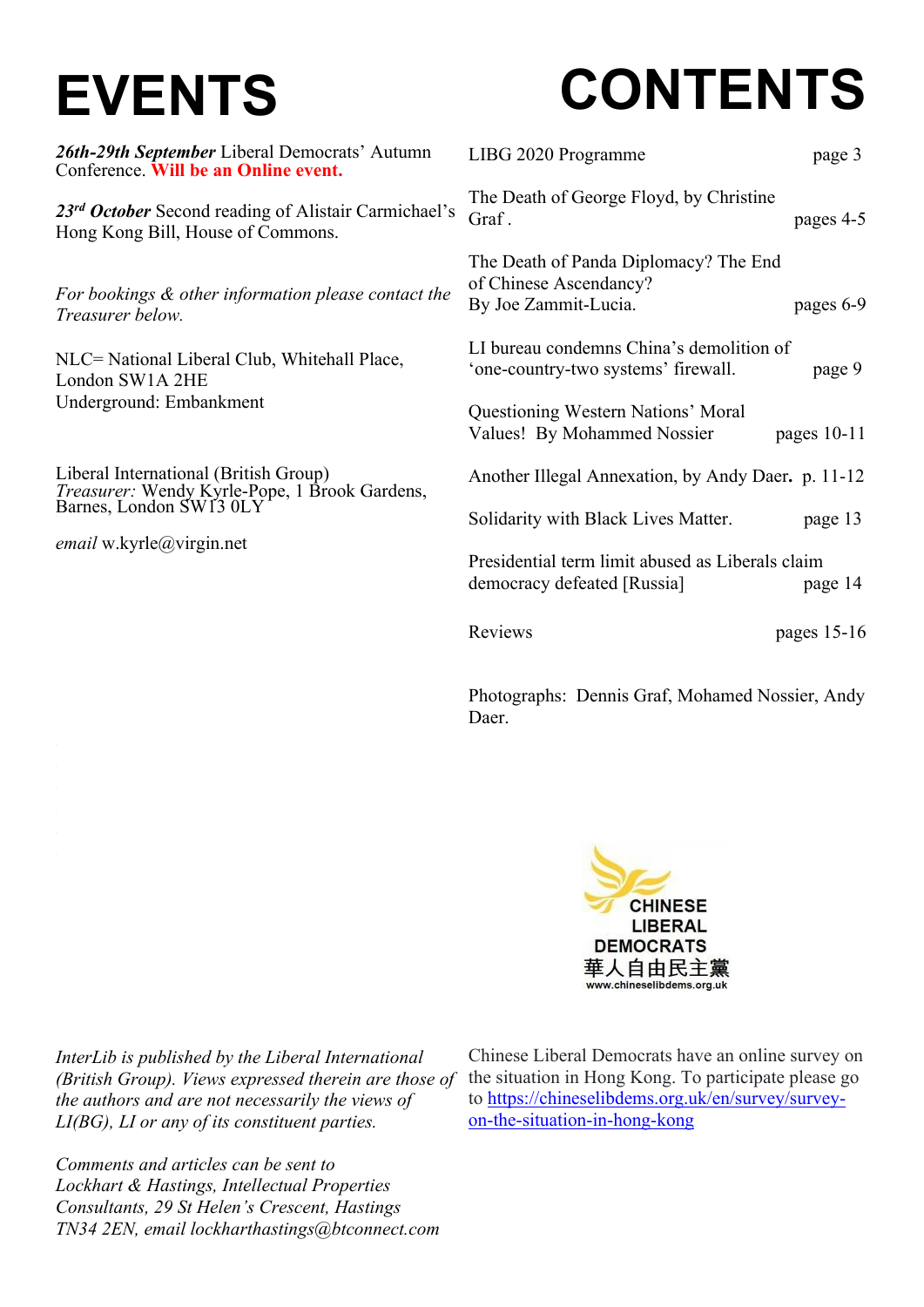# EVENTS

***26th-29th September*** Liberal Democrats' Autumn Conference. **Will be an Online event.**

***23rd October*** Second reading of Alistair Carmichael's Hong Kong Bill, House of Commons.

*For bookings & other information please contact the Treasurer below.*

NLC= National Liberal Club, Whitehall Place, London SW1A 2HE
Underground: Embankment

Liberal International (British Group)
*Treasurer:* Wendy Kyrle-Pope, 1 Brook Gardens, Barnes, London SW13 0LY

*email* w.kyrle@virgin.net

*InterLib is published by the Liberal International (British Group). Views expressed therein are those of the authors and are not necessarily the views of LI(BG), LI or any of its constituent parties.*

*Comments and articles can be sent to Lockhart & Hastings, Intellectual Properties Consultants, 29 St Helen's Crescent, Hastings TN34 2EN, email lockharthastings@btconnect.com*

# CONTENTS

| | |
|---|---|
| LIBG 2020 Programme | page 3 |
| The Death of George Floyd, by Christine Graf . | pages 4-5 |
| The Death of Panda Diplomacy? The End of Chinese Ascendancy? By Joe Zammit-Lucia. | pages 6-9 |
| LI bureau condemns China's demolition of 'one-country-two systems' firewall. | page 9 |
| Questioning Western Nations' Moral Values! By Mohammed Nossier | pages 10-11 |
| Another Illegal Annexation, by Andy Daer**.** | p. 11-12 |
| Solidarity with Black Lives Matter. | page 13 |
| Presidential term limit abused as Liberals claim democracy defeated [Russia] | page 14 |
| Reviews | pages 15-16 |

Photographs: Dennis Graf, Mohamed Nossier, Andy Daer.

CHINESE LIBERAL DEMOCRATS
華人自由民主黨
www.chineselibdems.org.uk

Chinese Liberal Democrats have an online survey on the situation in Hong Kong. To participate please go to https://chineselibdems.org.uk/en/survey/survey-on-the-situation-in-hong-kong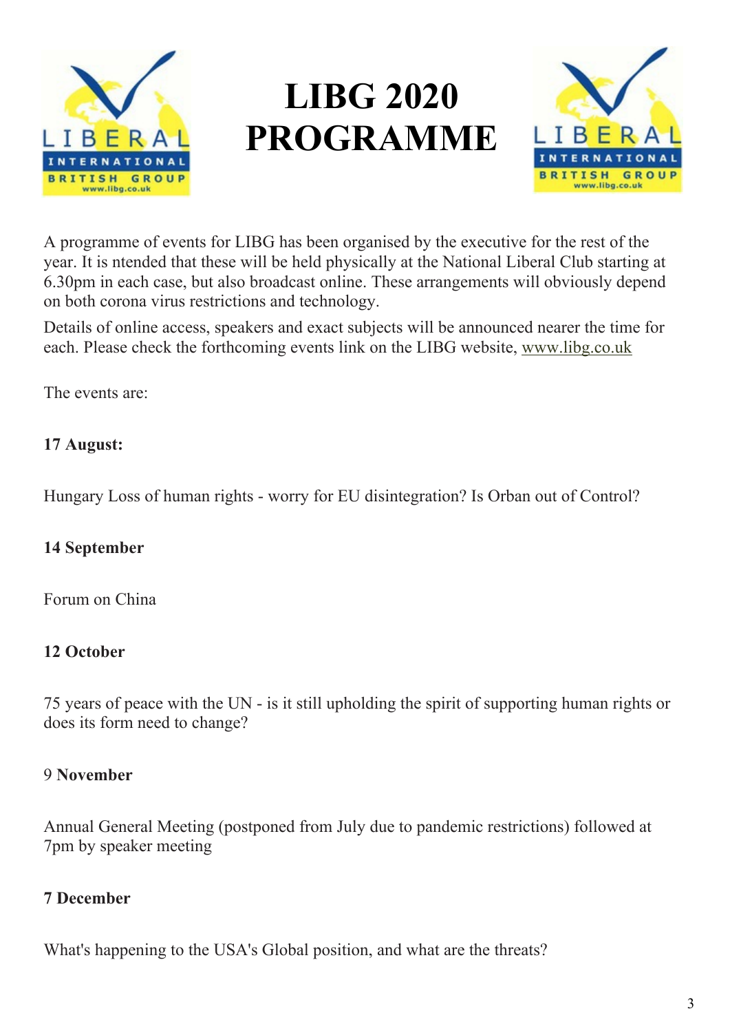# LIBG 2020 PROGRAMME

A programme of events for LIBG has been organised by the executive for the rest of the year. It is ntended that these will be held physically at the National Liberal Club starting at 6.30pm in each case, but also broadcast online. These arrangements will obviously depend on both corona virus restrictions and technology.

Details of online access, speakers and exact subjects will be announced nearer the time for each. Please check the forthcoming events link on the LIBG website, www.libg.co.uk

The events are:

**17 August:**

Hungary Loss of human rights - worry for EU disintegration? Is Orban out of Control?

**14 September**

Forum on China

**12 October**

75 years of peace with the UN - is it still upholding the spirit of supporting human rights or does its form need to change?

9 **November**

Annual General Meeting (postponed from July due to pandemic restrictions) followed at 7pm by speaker meeting

**7 December**

What's happening to the USA's Global position, and what are the threats?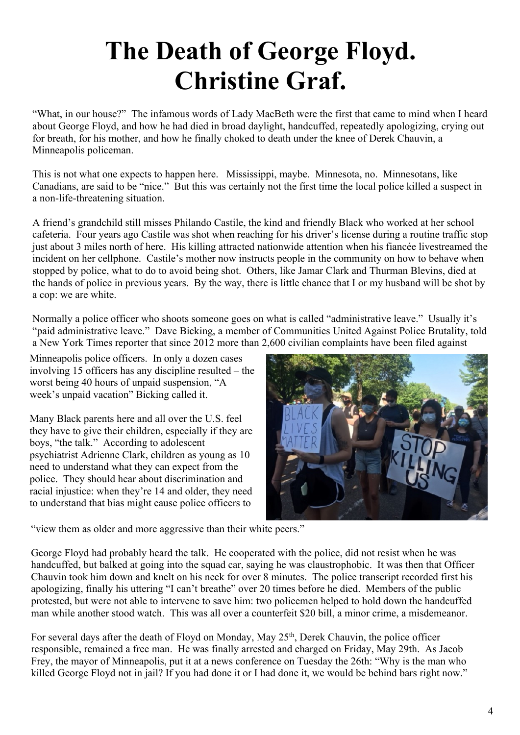# The Death of George Floyd. Christine Graf.

"What, in our house?" The infamous words of Lady MacBeth were the first that came to mind when I heard about George Floyd, and how he had died in broad daylight, handcuffed, repeatedly apologizing, crying out for breath, for his mother, and how he finally choked to death under the knee of Derek Chauvin, a Minneapolis policeman.

This is not what one expects to happen here. Mississippi, maybe. Minnesota, no. Minnesotans, like Canadians, are said to be "nice." But this was certainly not the first time the local police killed a suspect in a non-life-threatening situation.

A friend's grandchild still misses Philando Castile, the kind and friendly Black who worked at her school cafeteria. Four years ago Castile was shot when reaching for his driver's license during a routine traffic stop just about 3 miles north of here. His killing attracted nationwide attention when his fiancée livestreamed the incident on her cellphone. Castile's mother now instructs people in the community on how to behave when stopped by police, what to do to avoid being shot. Others, like Jamar Clark and Thurman Blevins, died at the hands of police in previous years. By the way, there is little chance that I or my husband will be shot by a cop: we are white.

Normally a police officer who shoots someone goes on what is called "administrative leave." Usually it's "paid administrative leave." Dave Bicking, a member of Communities United Against Police Brutality, told a New York Times reporter that since 2012 more than 2,600 civilian complaints have been filed against Minneapolis police officers. In only a dozen cases involving 15 officers has any discipline resulted – the worst being 40 hours of unpaid suspension, "A week's unpaid vacation" Bicking called it.

Many Black parents here and all over the U.S. feel they have to give their children, especially if they are boys, "the talk." According to adolescent psychiatrist Adrienne Clark, children as young as 10 need to understand what they can expect from the police. They should hear about discrimination and racial injustice: when they're 14 and older, they need to understand that bias might cause police officers to "view them as older and more aggressive than their white peers."

George Floyd had probably heard the talk. He cooperated with the police, did not resist when he was handcuffed, but balked at going into the squad car, saying he was claustrophobic. It was then that Officer Chauvin took him down and knelt on his neck for over 8 minutes. The police transcript recorded first his apologizing, finally his uttering "I can't breathe" over 20 times before he died. Members of the public protested, but were not able to intervene to save him: two policemen helped to hold down the handcuffed man while another stood watch. This was all over a counterfeit $20 bill, a minor crime, a misdemeanor.

For several days after the death of Floyd on Monday, May 25th, Derek Chauvin, the police officer responsible, remained a free man. He was finally arrested and charged on Friday, May 29th. As Jacob Frey, the mayor of Minneapolis, put it at a news conference on Tuesday the 26th: "Why is the man who killed George Floyd not in jail? If you had done it or I had done it, we would be behind bars right now."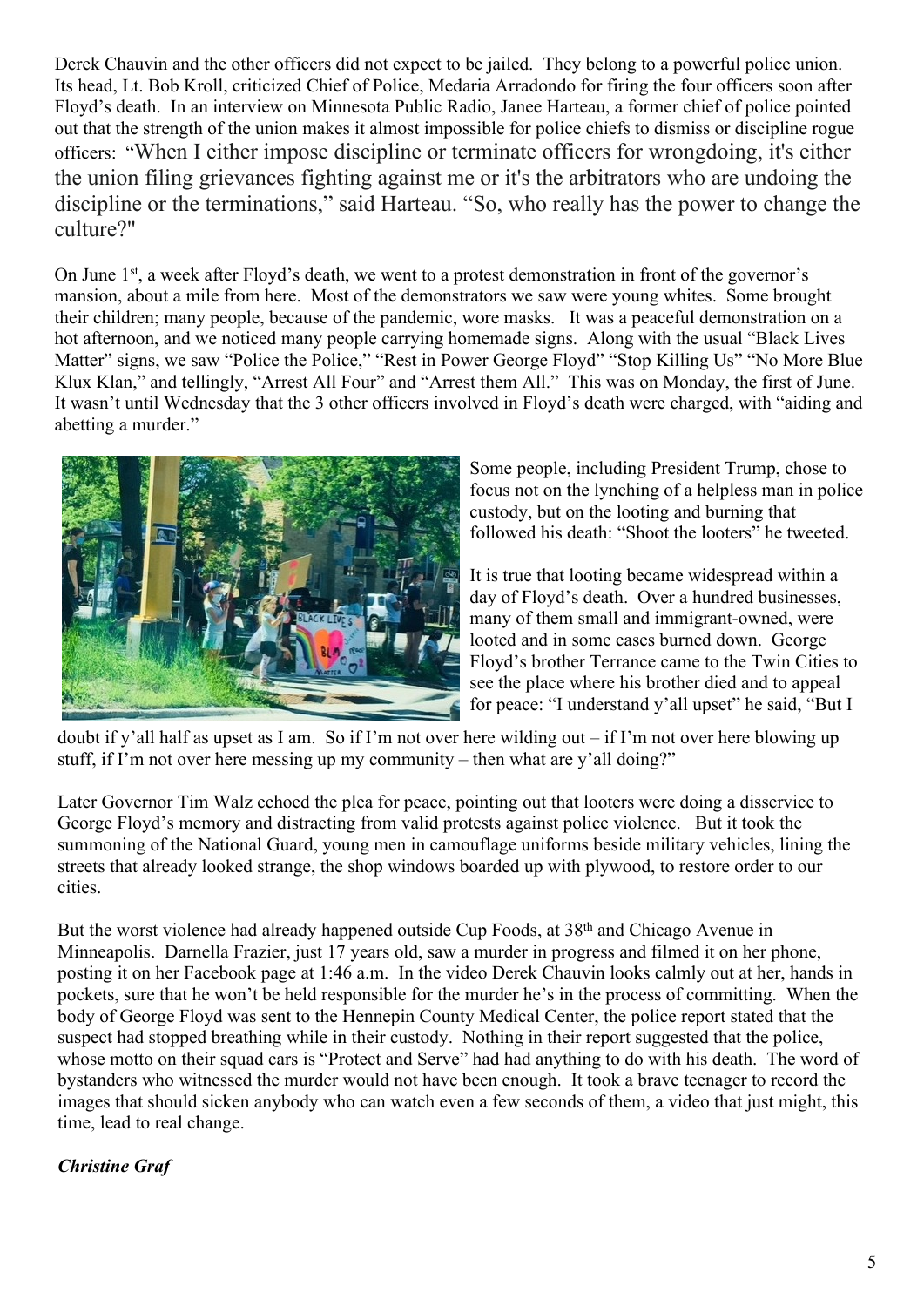Derek Chauvin and the other officers did not expect to be jailed. They belong to a powerful police union. Its head, Lt. Bob Kroll, criticized Chief of Police, Medaria Arradondo for firing the four officers soon after Floyd's death. In an interview on Minnesota Public Radio, Janee Harteau, a former chief of police pointed out that the strength of the union makes it almost impossible for police chiefs to dismiss or discipline rogue officers: "When I either impose discipline or terminate officers for wrongdoing, it's either the union filing grievances fighting against me or it's the arbitrators who are undoing the discipline or the terminations," said Harteau. "So, who really has the power to change the culture?"

On June 1st, a week after Floyd's death, we went to a protest demonstration in front of the governor's mansion, about a mile from here. Most of the demonstrators we saw were young whites. Some brought their children; many people, because of the pandemic, wore masks. It was a peaceful demonstration on a hot afternoon, and we noticed many people carrying homemade signs. Along with the usual "Black Lives Matter" signs, we saw "Police the Police," "Rest in Power George Floyd" "Stop Killing Us" "No More Blue Klux Klan," and tellingly, "Arrest All Four" and "Arrest them All." This was on Monday, the first of June. It wasn't until Wednesday that the 3 other officers involved in Floyd's death were charged, with "aiding and abetting a murder."

Some people, including President Trump, chose to focus not on the lynching of a helpless man in police custody, but on the looting and burning that followed his death: "Shoot the looters" he tweeted.

It is true that looting became widespread within a day of Floyd's death. Over a hundred businesses, many of them small and immigrant-owned, were looted and in some cases burned down. George Floyd's brother Terrance came to the Twin Cities to see the place where his brother died and to appeal for peace: "I understand y'all upset" he said, "But I doubt if y'all half as upset as I am. So if I'm not over here wilding out – if I'm not over here blowing up stuff, if I'm not over here messing up my community – then what are y'all doing?"

Later Governor Tim Walz echoed the plea for peace, pointing out that looters were doing a disservice to George Floyd's memory and distracting from valid protests against police violence. But it took the summoning of the National Guard, young men in camouflage uniforms beside military vehicles, lining the streets that already looked strange, the shop windows boarded up with plywood, to restore order to our cities.

But the worst violence had already happened outside Cup Foods, at 38th and Chicago Avenue in Minneapolis. Darnella Frazier, just 17 years old, saw a murder in progress and filmed it on her phone, posting it on her Facebook page at 1:46 a.m. In the video Derek Chauvin looks calmly out at her, hands in pockets, sure that he won't be held responsible for the murder he's in the process of committing. When the body of George Floyd was sent to the Hennepin County Medical Center, the police report stated that the suspect had stopped breathing while in their custody. Nothing in their report suggested that the police, whose motto on their squad cars is "Protect and Serve" had had anything to do with his death. The word of bystanders who witnessed the murder would not have been enough. It took a brave teenager to record the images that should sicken anybody who can watch even a few seconds of them, a video that just might, this time, lead to real change.

***Christine Graf***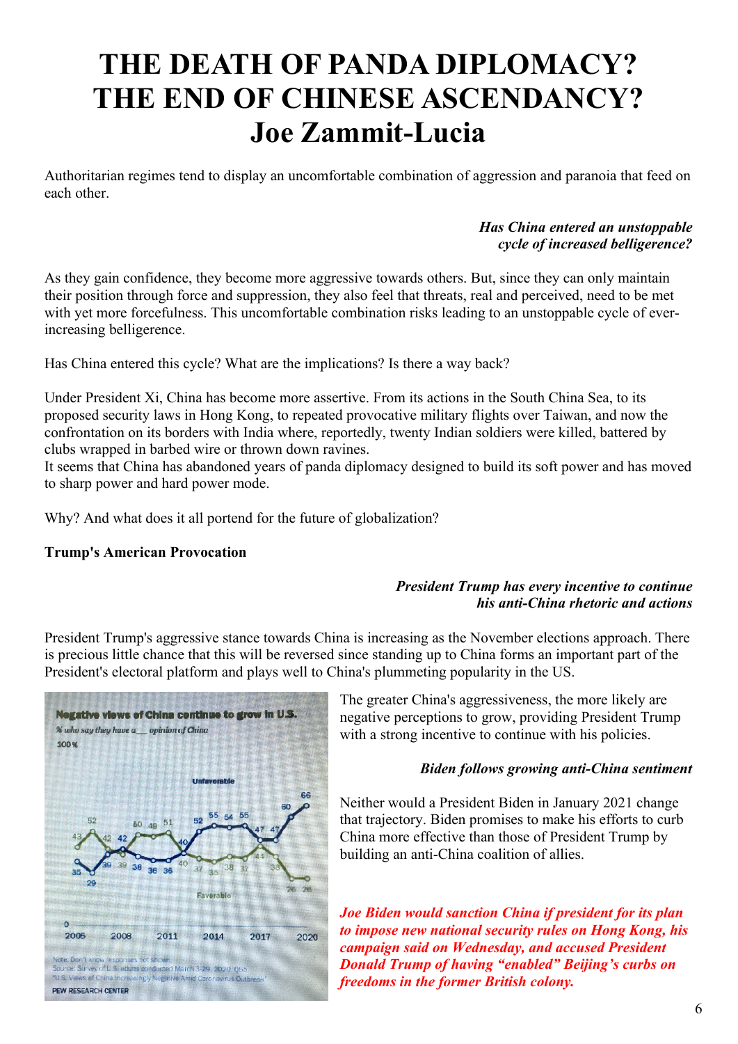# THE DEATH OF PANDA DIPLOMACY? THE END OF CHINESE ASCENDANCY?

## Joe Zammit-Lucia

Authoritarian regimes tend to display an uncomfortable combination of aggression and paranoia that feed on each other.

***Has China entered an unstoppable cycle of increased belligerence?***

As they gain confidence, they become more aggressive towards others. But, since they can only maintain their position through force and suppression, they also feel that threats, real and perceived, need to be met with yet more forcefulness. This uncomfortable combination risks leading to an unstoppable cycle of ever-increasing belligerence.

Has China entered this cycle? What are the implications? Is there a way back?

Under President Xi, China has become more assertive. From its actions in the South China Sea, to its proposed security laws in Hong Kong, to repeated provocative military flights over Taiwan, and now the confrontation on its borders with India where, reportedly, twenty Indian soldiers were killed, battered by clubs wrapped in barbed wire or thrown down ravines.
It seems that China has abandoned years of panda diplomacy designed to build its soft power and has moved to sharp power and hard power mode.

Why? And what does it all portend for the future of globalization?

**Trump's American Provocation**

***President Trump has every incentive to continue his anti-China rhetoric and actions***

President Trump's aggressive stance towards China is increasing as the November elections approach. There is precious little chance that this will be reversed since standing up to China forms an important part of the President's electoral platform and plays well to China's plummeting popularity in the US.

**Negative views of China continue to grow in U.S.**

*% who say they have a ___ opinion of China*

| Year | 2005 | 2006 | 2007 | 2008 | 2009 | 2010 | 2011 | 2012 | 2013 | 2014 | 2015 | 2016 | 2017 | 2018 | 2019 | 2020 |
|---|---|---|---|---|---|---|---|---|---|---|---|---|---|---|---|---|
| Unfavorable | 35 | 29 | 39 | 42 | 38 | 36 | 36 | 40 | 52 | 55 | 54 | 55 | 47 | 47 | 60 | 66 |
| Favorable | 43 | 52 | 42 | 39 | 50 | 49 | 51 | 40 | 37 | 35 | 38 | 37 | 44 | 38 | 26 | 26 |

Note: Don't know responses not shown.
Source: Survey of U.S. adults conducted March 3-29, 2020. Q5a.
"U.S. Views of China Increasingly Negative Amid Coronavirus Outbreak"
PEW RESEARCH CENTER

The greater China's aggressiveness, the more likely are negative perceptions to grow, providing President Trump with a strong incentive to continue with his policies.

***Biden follows growing anti-China sentiment***

Neither would a President Biden in January 2021 change that trajectory. Biden promises to make his efforts to curb China more effective than those of President Trump by building an anti-China coalition of allies.

***Joe Biden would sanction China if president for its plan to impose new national security rules on Hong Kong, his campaign said on Wednesday, and accused President Donald Trump of having "enabled" Beijing's curbs on freedoms in the former British colony.***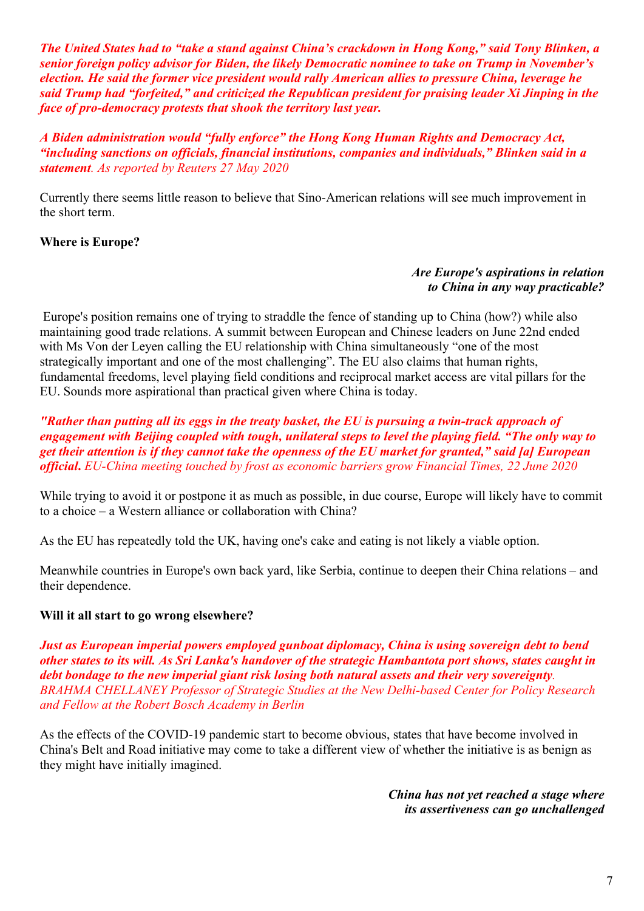***The United States had to "take a stand against China's crackdown in Hong Kong," said Tony Blinken, a senior foreign policy advisor for Biden, the likely Democratic nominee to take on Trump in November's election. He said the former vice president would rally American allies to pressure China, leverage he said Trump had "forfeited," and criticized the Republican president for praising leader Xi Jinping in the face of pro-democracy protests that shook the territory last year.***

***A Biden administration would "fully enforce" the Hong Kong Human Rights and Democracy Act, "including sanctions on officials, financial institutions, companies and individuals," Blinken said in a statement****. As reported by Reuters 27 May 2020*

Currently there seems little reason to believe that Sino-American relations will see much improvement in the short term.

**Where is Europe?**

***Are Europe's aspirations in relation to China in any way practicable?***

Europe's position remains one of trying to straddle the fence of standing up to China (how?) while also maintaining good trade relations. A summit between European and Chinese leaders on June 22nd ended with Ms Von der Leyen calling the EU relationship with China simultaneously "one of the most strategically important and one of the most challenging". The EU also claims that human rights, fundamental freedoms, level playing field conditions and reciprocal market access are vital pillars for the EU. Sounds more aspirational than practical given where China is today.

***"Rather than putting all its eggs in the treaty basket, the EU is pursuing a twin-track approach of engagement with Beijing coupled with tough, unilateral steps to level the playing field. "The only way to get their attention is if they cannot take the openness of the EU market for granted," said [a] European official****. EU-China meeting touched by frost as economic barriers grow Financial Times, 22 June 2020*

While trying to avoid it or postpone it as much as possible, in due course, Europe will likely have to commit to a choice – a Western alliance or collaboration with China?

As the EU has repeatedly told the UK, having one's cake and eating is not likely a viable option.

Meanwhile countries in Europe's own back yard, like Serbia, continue to deepen their China relations – and their dependence.

**Will it all start to go wrong elsewhere?**

***Just as European imperial powers employed gunboat diplomacy, China is using sovereign debt to bend other states to its will. As Sri Lanka's handover of the strategic Hambantota port shows, states caught in debt bondage to the new imperial giant risk losing both natural assets and their very sovereignty****. BRAHMA CHELLANEY Professor of Strategic Studies at the New Delhi-based Center for Policy Research and Fellow at the Robert Bosch Academy in Berlin*

As the effects of the COVID-19 pandemic start to become obvious, states that have become involved in China's Belt and Road initiative may come to take a different view of whether the initiative is as benign as they might have initially imagined.

***China has not yet reached a stage where its assertiveness can go unchallenged***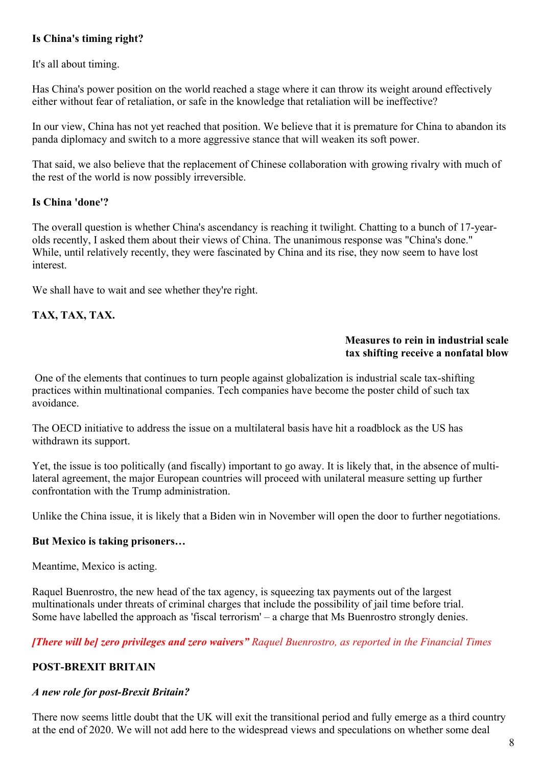**Is China's timing right?**

It's all about timing.

Has China's power position on the world reached a stage where it can throw its weight around effectively either without fear of retaliation, or safe in the knowledge that retaliation will be ineffective?

In our view, China has not yet reached that position. We believe that it is premature for China to abandon its panda diplomacy and switch to a more aggressive stance that will weaken its soft power.

That said, we also believe that the replacement of Chinese collaboration with growing rivalry with much of the rest of the world is now possibly irreversible.

**Is China 'done'?**

The overall question is whether China's ascendancy is reaching it twilight. Chatting to a bunch of 17-year-olds recently, I asked them about their views of China. The unanimous response was "China's done." While, until relatively recently, they were fascinated by China and its rise, they now seem to have lost interest.

We shall have to wait and see whether they're right.

## TAX, TAX, TAX.

**Measures to rein in industrial scale tax shifting receive a nonfatal blow**

One of the elements that continues to turn people against globalization is industrial scale tax-shifting practices within multinational companies. Tech companies have become the poster child of such tax avoidance.

The OECD initiative to address the issue on a multilateral basis have hit a roadblock as the US has withdrawn its support.

Yet, the issue is too politically (and fiscally) important to go away. It is likely that, in the absence of multi-lateral agreement, the major European countries will proceed with unilateral measure setting up further confrontation with the Trump administration.

Unlike the China issue, it is likely that a Biden win in November will open the door to further negotiations.

**But Mexico is taking prisoners…**

Meantime, Mexico is acting.

Raquel Buenrostro, the new head of the tax agency, is squeezing tax payments out of the largest multinationals under threats of criminal charges that include the possibility of jail time before trial. Some have labelled the approach as 'fiscal terrorism' – a charge that Ms Buenrostro strongly denies.

***[There will be] zero privileges and zero waivers"*** *Raquel Buenrostro, as reported in the Financial Times*

## POST-BREXIT BRITAIN

***A new role for post-Brexit Britain?***

There now seems little doubt that the UK will exit the transitional period and fully emerge as a third country at the end of 2020. We will not add here to the widespread views and speculations on whether some deal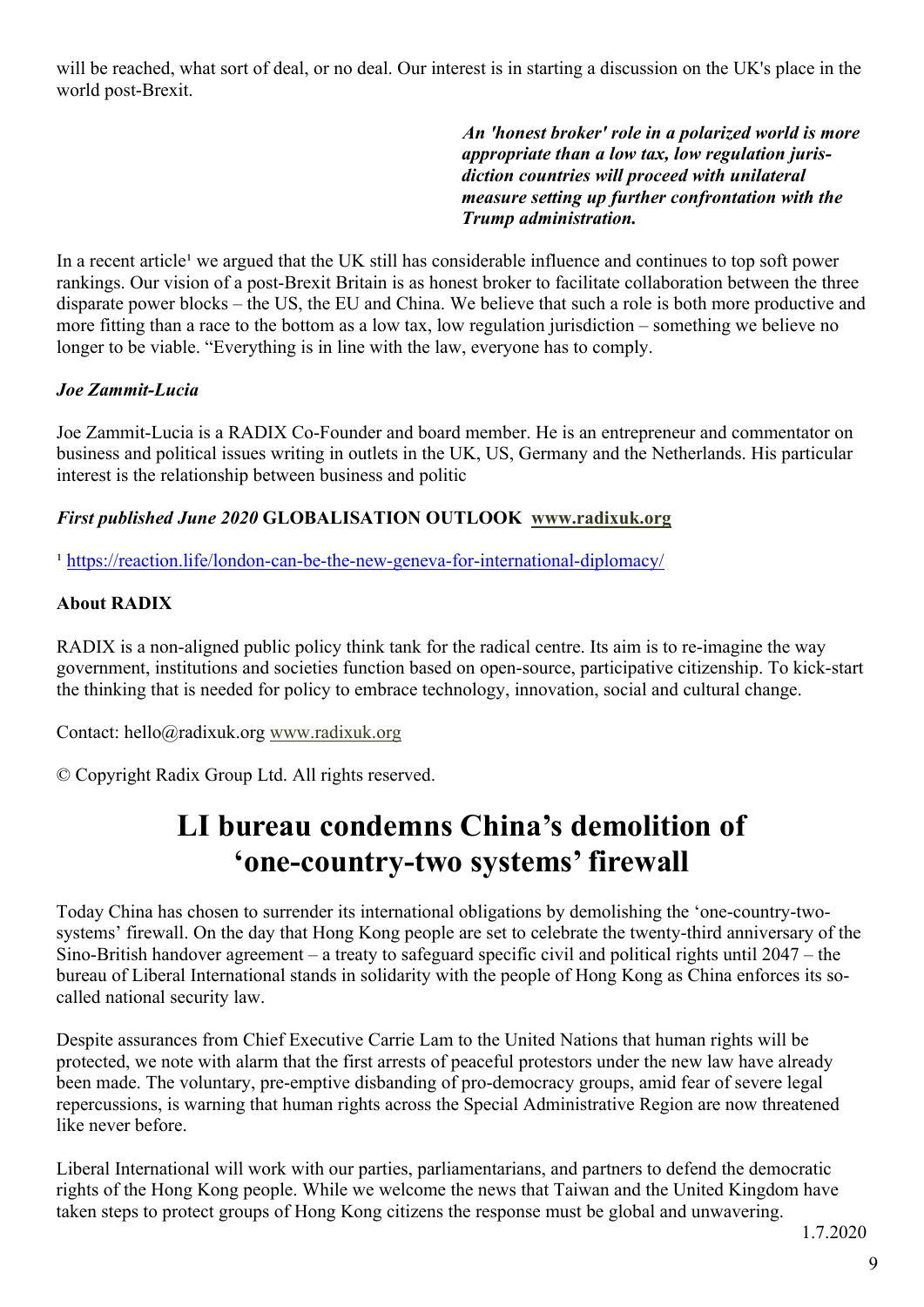will be reached, what sort of deal, or no deal. Our interest is in starting a discussion on the UK's place in the world post-Brexit.

> ***An 'honest broker' role in a polarized world is more appropriate than a low tax, low regulation jurisdiction countries will proceed with unilateral measure setting up further confrontation with the Trump administration.***

In a recent article[1] we argued that the UK still has considerable influence and continues to top soft power rankings. Our vision of a post-Brexit Britain is as honest broker to facilitate collaboration between the three disparate power blocks – the US, the EU and China. We believe that such a role is both more productive and more fitting than a race to the bottom as a low tax, low regulation jurisdiction – something we believe no longer to be viable. "Everything is in line with the law, everyone has to comply.

***Joe Zammit-Lucia***

Joe Zammit-Lucia is a RADIX Co-Founder and board member. He is an entrepreneur and commentator on business and political issues writing in outlets in the UK, US, Germany and the Netherlands. His particular interest is the relationship between business and politic

***First published June 2020* GLOBALISATION OUTLOOK** **www.radixuk.org**

[1] https://reaction.life/london-can-be-the-new-geneva-for-international-diplomacy/

**About RADIX**

RADIX is a non-aligned public policy think tank for the radical centre. Its aim is to re-imagine the way government, institutions and societies function based on open-source, participative citizenship. To kick-start the thinking that is needed for policy to embrace technology, innovation, social and cultural change.

Contact: hello@radixuk.org www.radixuk.org

© Copyright Radix Group Ltd. All rights reserved.

# LI bureau condemns China's demolition of 'one-country-two systems' firewall

Today China has chosen to surrender its international obligations by demolishing the 'one-country-two-systems' firewall. On the day that Hong Kong people are set to celebrate the twenty-third anniversary of the Sino-British handover agreement – a treaty to safeguard specific civil and political rights until 2047 – the bureau of Liberal International stands in solidarity with the people of Hong Kong as China enforces its so-called national security law.

Despite assurances from Chief Executive Carrie Lam to the United Nations that human rights will be protected, we note with alarm that the first arrests of peaceful protestors under the new law have already been made. The voluntary, pre-emptive disbanding of pro-democracy groups, amid fear of severe legal repercussions, is warning that human rights across the Special Administrative Region are now threatened like never before.

Liberal International will work with our parties, parliamentarians, and partners to defend the democratic rights of the Hong Kong people. While we welcome the news that Taiwan and the United Kingdom have taken steps to protect groups of Hong Kong citizens the response must be global and unwavering.

1.7.2020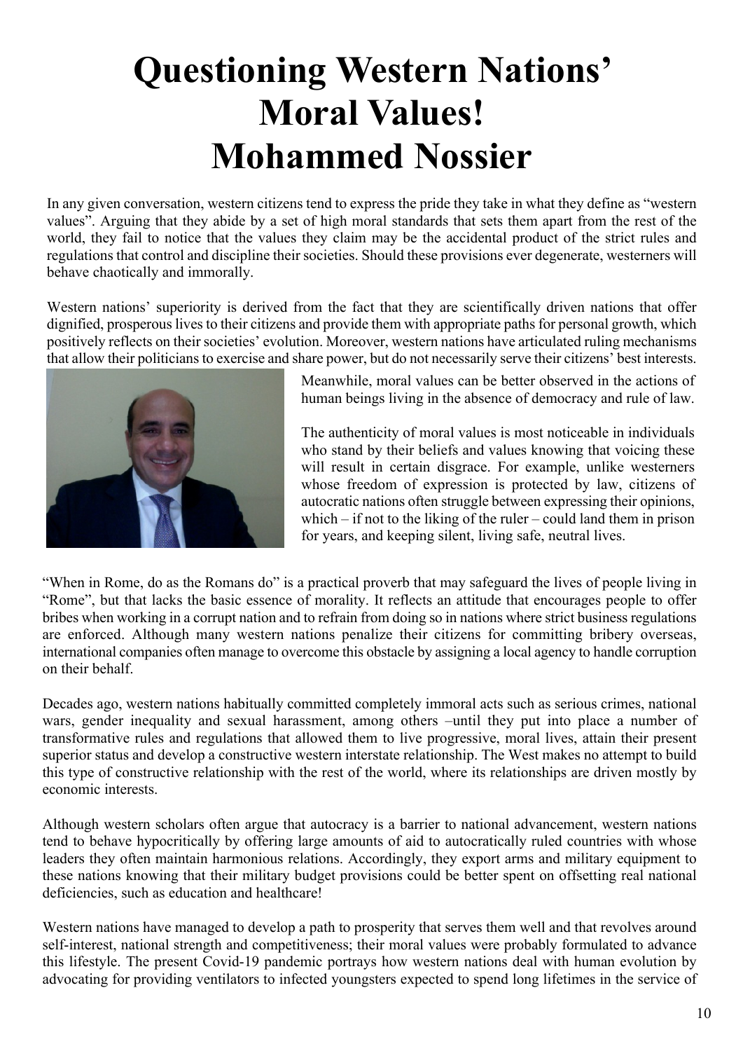# Questioning Western Nations' Moral Values!
# Mohammed Nossier

In any given conversation, western citizens tend to express the pride they take in what they define as "western values". Arguing that they abide by a set of high moral standards that sets them apart from the rest of the world, they fail to notice that the values they claim may be the accidental product of the strict rules and regulations that control and discipline their societies. Should these provisions ever degenerate, westerners will behave chaotically and immorally.

Western nations' superiority is derived from the fact that they are scientifically driven nations that offer dignified, prosperous lives to their citizens and provide them with appropriate paths for personal growth, which positively reflects on their societies' evolution. Moreover, western nations have articulated ruling mechanisms that allow their politicians to exercise and share power, but do not necessarily serve their citizens' best interests. Meanwhile, moral values can be better observed in the actions of human beings living in the absence of democracy and rule of law.

The authenticity of moral values is most noticeable in individuals who stand by their beliefs and values knowing that voicing these will result in certain disgrace. For example, unlike westerners whose freedom of expression is protected by law, citizens of autocratic nations often struggle between expressing their opinions, which – if not to the liking of the ruler – could land them in prison for years, and keeping silent, living safe, neutral lives.

"When in Rome, do as the Romans do" is a practical proverb that may safeguard the lives of people living in "Rome", but that lacks the basic essence of morality. It reflects an attitude that encourages people to offer bribes when working in a corrupt nation and to refrain from doing so in nations where strict business regulations are enforced. Although many western nations penalize their citizens for committing bribery overseas, international companies often manage to overcome this obstacle by assigning a local agency to handle corruption on their behalf.

Decades ago, western nations habitually committed completely immoral acts such as serious crimes, national wars, gender inequality and sexual harassment, among others –until they put into place a number of transformative rules and regulations that allowed them to live progressive, moral lives, attain their present superior status and develop a constructive western interstate relationship. The West makes no attempt to build this type of constructive relationship with the rest of the world, where its relationships are driven mostly by economic interests.

Although western scholars often argue that autocracy is a barrier to national advancement, western nations tend to behave hypocritically by offering large amounts of aid to autocratically ruled countries with whose leaders they often maintain harmonious relations. Accordingly, they export arms and military equipment to these nations knowing that their military budget provisions could be better spent on offsetting real national deficiencies, such as education and healthcare!

Western nations have managed to develop a path to prosperity that serves them well and that revolves around self-interest, national strength and competitiveness; their moral values were probably formulated to advance this lifestyle. The present Covid-19 pandemic portrays how western nations deal with human evolution by advocating for providing ventilators to infected youngsters expected to spend long lifetimes in the service of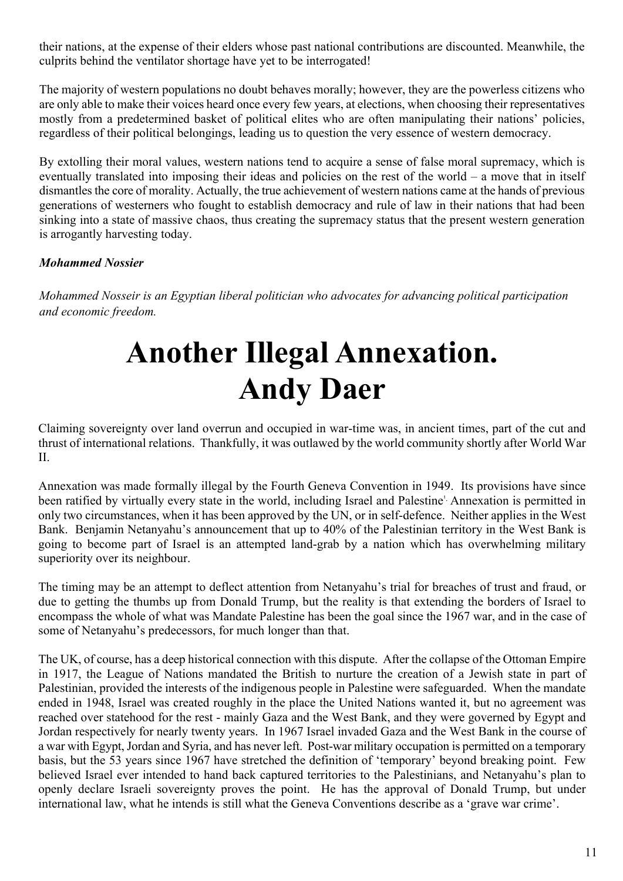their nations, at the expense of their elders whose past national contributions are discounted. Meanwhile, the culprits behind the ventilator shortage have yet to be interrogated!

The majority of western populations no doubt behaves morally; however, they are the powerless citizens who are only able to make their voices heard once every few years, at elections, when choosing their representatives mostly from a predetermined basket of political elites who are often manipulating their nations' policies, regardless of their political belongings, leading us to question the very essence of western democracy.

By extolling their moral values, western nations tend to acquire a sense of false moral supremacy, which is eventually translated into imposing their ideas and policies on the rest of the world – a move that in itself dismantles the core of morality. Actually, the true achievement of western nations came at the hands of previous generations of westerners who fought to establish democracy and rule of law in their nations that had been sinking into a state of massive chaos, thus creating the supremacy status that the present western generation is arrogantly harvesting today.

***Mohammed Nossier***

*Mohammed Nosseir is an Egyptian liberal politician who advocates for advancing political participation and economic freedom.*

# Another Illegal Annexation.
# Andy Daer

Claiming sovereignty over land overrun and occupied in war-time was, in ancient times, part of the cut and thrust of international relations. Thankfully, it was outlawed by the world community shortly after World War II.

Annexation was made formally illegal by the Fourth Geneva Convention in 1949. Its provisions have since been ratified by virtually every state in the world, including Israel and Palestine[1]. Annexation is permitted in only two circumstances, when it has been approved by the UN, or in self-defence. Neither applies in the West Bank. Benjamin Netanyahu's announcement that up to 40% of the Palestinian territory in the West Bank is going to become part of Israel is an attempted land-grab by a nation which has overwhelming military superiority over its neighbour.

The timing may be an attempt to deflect attention from Netanyahu's trial for breaches of trust and fraud, or due to getting the thumbs up from Donald Trump, but the reality is that extending the borders of Israel to encompass the whole of what was Mandate Palestine has been the goal since the 1967 war, and in the case of some of Netanyahu's predecessors, for much longer than that.

The UK, of course, has a deep historical connection with this dispute. After the collapse of the Ottoman Empire in 1917, the League of Nations mandated the British to nurture the creation of a Jewish state in part of Palestinian, provided the interests of the indigenous people in Palestine were safeguarded. When the mandate ended in 1948, Israel was created roughly in the place the United Nations wanted it, but no agreement was reached over statehood for the rest - mainly Gaza and the West Bank, and they were governed by Egypt and Jordan respectively for nearly twenty years. In 1967 Israel invaded Gaza and the West Bank in the course of a war with Egypt, Jordan and Syria, and has never left. Post-war military occupation is permitted on a temporary basis, but the 53 years since 1967 have stretched the definition of 'temporary' beyond breaking point. Few believed Israel ever intended to hand back captured territories to the Palestinians, and Netanyahu's plan to openly declare Israeli sovereignty proves the point. He has the approval of Donald Trump, but under international law, what he intends is still what the Geneva Conventions describe as a 'grave war crime'.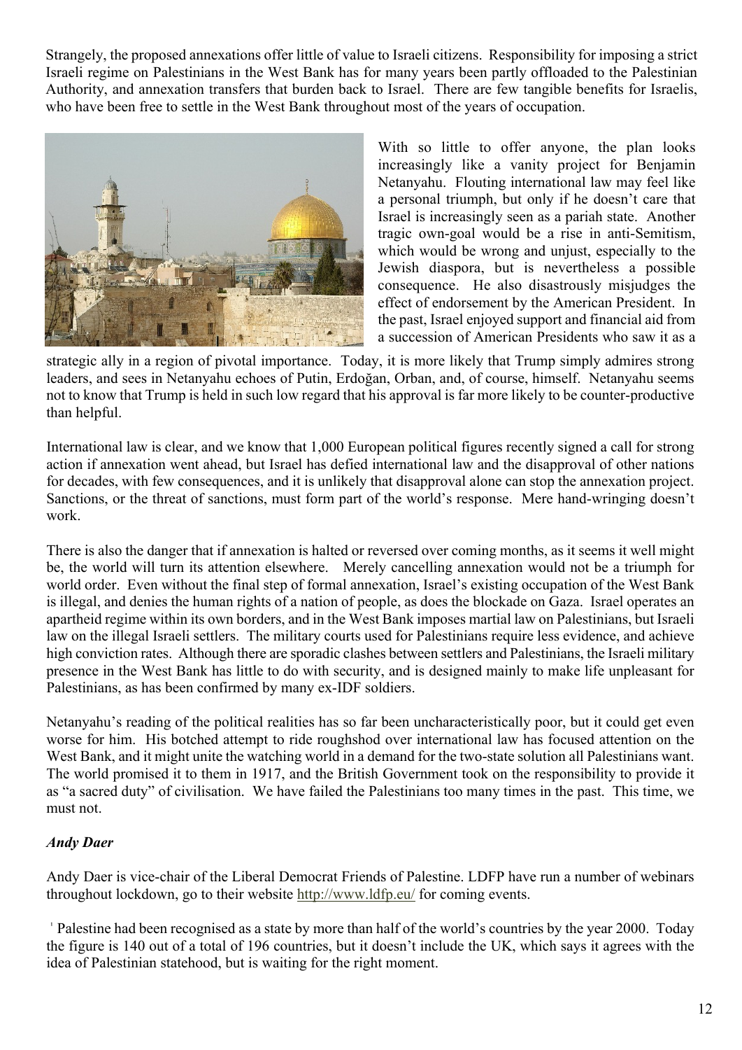Strangely, the proposed annexations offer little of value to Israeli citizens. Responsibility for imposing a strict Israeli regime on Palestinians in the West Bank has for many years been partly offloaded to the Palestinian Authority, and annexation transfers that burden back to Israel. There are few tangible benefits for Israelis, who have been free to settle in the West Bank throughout most of the years of occupation.

With so little to offer anyone, the plan looks increasingly like a vanity project for Benjamin Netanyahu. Flouting international law may feel like a personal triumph, but only if he doesn't care that Israel is increasingly seen as a pariah state. Another tragic own-goal would be a rise in anti-Semitism, which would be wrong and unjust, especially to the Jewish diaspora, but is nevertheless a possible consequence. He also disastrously misjudges the effect of endorsement by the American President. In the past, Israel enjoyed support and financial aid from a succession of American Presidents who saw it as a strategic ally in a region of pivotal importance. Today, it is more likely that Trump simply admires strong leaders, and sees in Netanyahu echoes of Putin, Erdoğan, Orban, and, of course, himself. Netanyahu seems not to know that Trump is held in such low regard that his approval is far more likely to be counter-productive than helpful.

International law is clear, and we know that 1,000 European political figures recently signed a call for strong action if annexation went ahead, but Israel has defied international law and the disapproval of other nations for decades, with few consequences, and it is unlikely that disapproval alone can stop the annexation project. Sanctions, or the threat of sanctions, must form part of the world's response. Mere hand-wringing doesn't work.

There is also the danger that if annexation is halted or reversed over coming months, as it seems it well might be, the world will turn its attention elsewhere. Merely cancelling annexation would not be a triumph for world order. Even without the final step of formal annexation, Israel's existing occupation of the West Bank is illegal, and denies the human rights of a nation of people, as does the blockade on Gaza. Israel operates an apartheid regime within its own borders, and in the West Bank imposes martial law on Palestinians, but Israeli law on the illegal Israeli settlers. The military courts used for Palestinians require less evidence, and achieve high conviction rates. Although there are sporadic clashes between settlers and Palestinians, the Israeli military presence in the West Bank has little to do with security, and is designed mainly to make life unpleasant for Palestinians, as has been confirmed by many ex-IDF soldiers.

Netanyahu's reading of the political realities has so far been uncharacteristically poor, but it could get even worse for him. His botched attempt to ride roughshod over international law has focused attention on the West Bank, and it might unite the watching world in a demand for the two-state solution all Palestinians want. The world promised it to them in 1917, and the British Government took on the responsibility to provide it as "a sacred duty" of civilisation. We have failed the Palestinians too many times in the past. This time, we must not.

***Andy Daer***

Andy Daer is vice-chair of the Liberal Democrat Friends of Palestine. LDFP have run a number of webinars throughout lockdown, go to their website http://www.ldfp.eu/ for coming events.

[i] Palestine had been recognised as a state by more than half of the world's countries by the year 2000. Today the figure is 140 out of a total of 196 countries, but it doesn't include the UK, which says it agrees with the idea of Palestinian statehood, but is waiting for the right moment.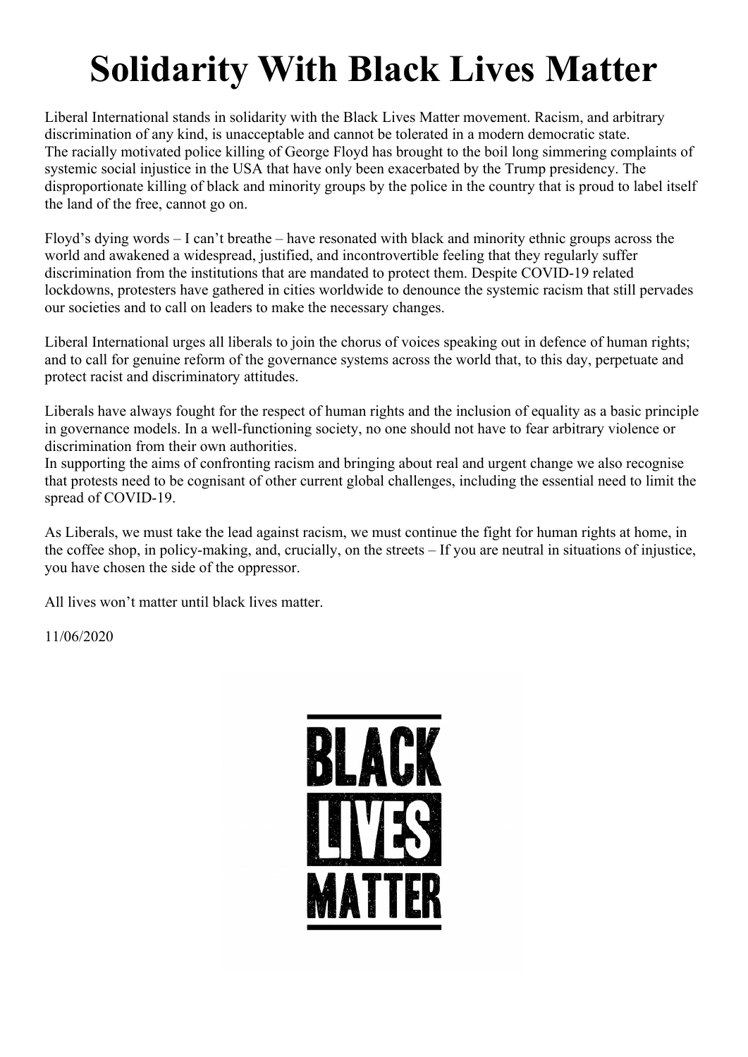# Solidarity With Black Lives Matter

Liberal International stands in solidarity with the Black Lives Matter movement. Racism, and arbitrary discrimination of any kind, is unacceptable and cannot be tolerated in a modern democratic state.
The racially motivated police killing of George Floyd has brought to the boil long simmering complaints of systemic social injustice in the USA that have only been exacerbated by the Trump presidency. The disproportionate killing of black and minority groups by the police in the country that is proud to label itself the land of the free, cannot go on.

Floyd's dying words – I can't breathe – have resonated with black and minority ethnic groups across the world and awakened a widespread, justified, and incontrovertible feeling that they regularly suffer discrimination from the institutions that are mandated to protect them. Despite COVID-19 related lockdowns, protesters have gathered in cities worldwide to denounce the systemic racism that still pervades our societies and to call on leaders to make the necessary changes.

Liberal International urges all liberals to join the chorus of voices speaking out in defence of human rights; and to call for genuine reform of the governance systems across the world that, to this day, perpetuate and protect racist and discriminatory attitudes.

Liberals have always fought for the respect of human rights and the inclusion of equality as a basic principle in governance models. In a well-functioning society, no one should not have to fear arbitrary violence or discrimination from their own authorities.
In supporting the aims of confronting racism and bringing about real and urgent change we also recognise that protests need to be cognisant of other current global challenges, including the essential need to limit the spread of COVID-19.

As Liberals, we must take the lead against racism, we must continue the fight for human rights at home, in the coffee shop, in policy-making, and, crucially, on the streets – If you are neutral in situations of injustice, you have chosen the side of the oppressor.

All lives won't matter until black lives matter.

11/06/2020

BLACK LIVES MATTER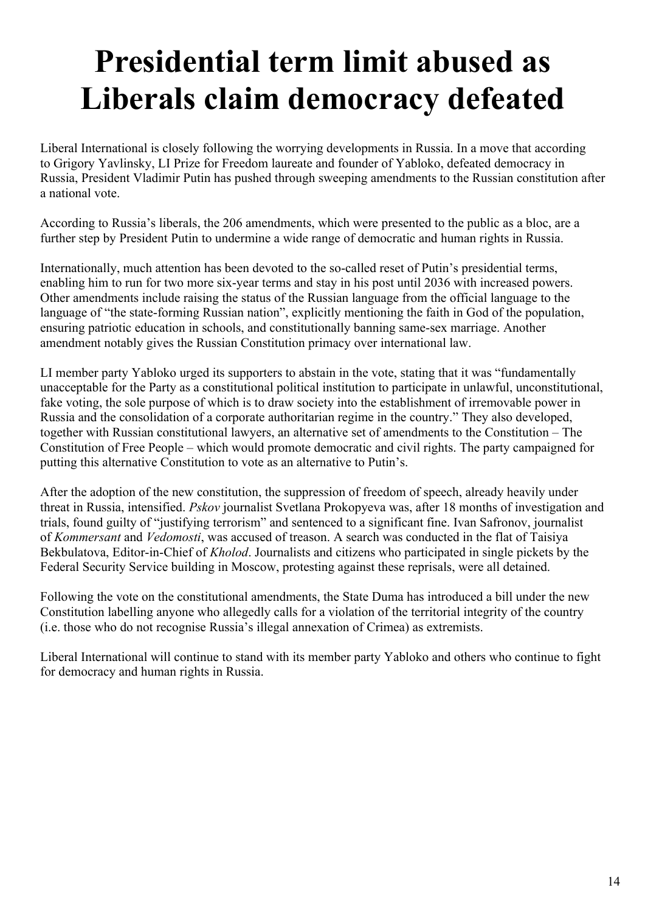# Presidential term limit abused as Liberals claim democracy defeated

Liberal International is closely following the worrying developments in Russia. In a move that according to Grigory Yavlinsky, LI Prize for Freedom laureate and founder of Yabloko, defeated democracy in Russia, President Vladimir Putin has pushed through sweeping amendments to the Russian constitution after a national vote.

According to Russia's liberals, the 206 amendments, which were presented to the public as a bloc, are a further step by President Putin to undermine a wide range of democratic and human rights in Russia.

Internationally, much attention has been devoted to the so-called reset of Putin's presidential terms, enabling him to run for two more six-year terms and stay in his post until 2036 with increased powers. Other amendments include raising the status of the Russian language from the official language to the language of "the state-forming Russian nation", explicitly mentioning the faith in God of the population, ensuring patriotic education in schools, and constitutionally banning same-sex marriage. Another amendment notably gives the Russian Constitution primacy over international law.

LI member party Yabloko urged its supporters to abstain in the vote, stating that it was "fundamentally unacceptable for the Party as a constitutional political institution to participate in unlawful, unconstitutional, fake voting, the sole purpose of which is to draw society into the establishment of irremovable power in Russia and the consolidation of a corporate authoritarian regime in the country." They also developed, together with Russian constitutional lawyers, an alternative set of amendments to the Constitution – The Constitution of Free People – which would promote democratic and civil rights. The party campaigned for putting this alternative Constitution to vote as an alternative to Putin's.

After the adoption of the new constitution, the suppression of freedom of speech, already heavily under threat in Russia, intensified. *Pskov* journalist Svetlana Prokopyeva was, after 18 months of investigation and trials, found guilty of "justifying terrorism" and sentenced to a significant fine. Ivan Safronov, journalist of *Kommersant* and *Vedomosti*, was accused of treason. A search was conducted in the flat of Taisiya Bekbulatova, Editor-in-Chief of *Kholod*. Journalists and citizens who participated in single pickets by the Federal Security Service building in Moscow, protesting against these reprisals, were all detained.

Following the vote on the constitutional amendments, the State Duma has introduced a bill under the new Constitution labelling anyone who allegedly calls for a violation of the territorial integrity of the country (i.e. those who do not recognise Russia's illegal annexation of Crimea) as extremists.

Liberal International will continue to stand with its member party Yabloko and others who continue to fight for democracy and human rights in Russia.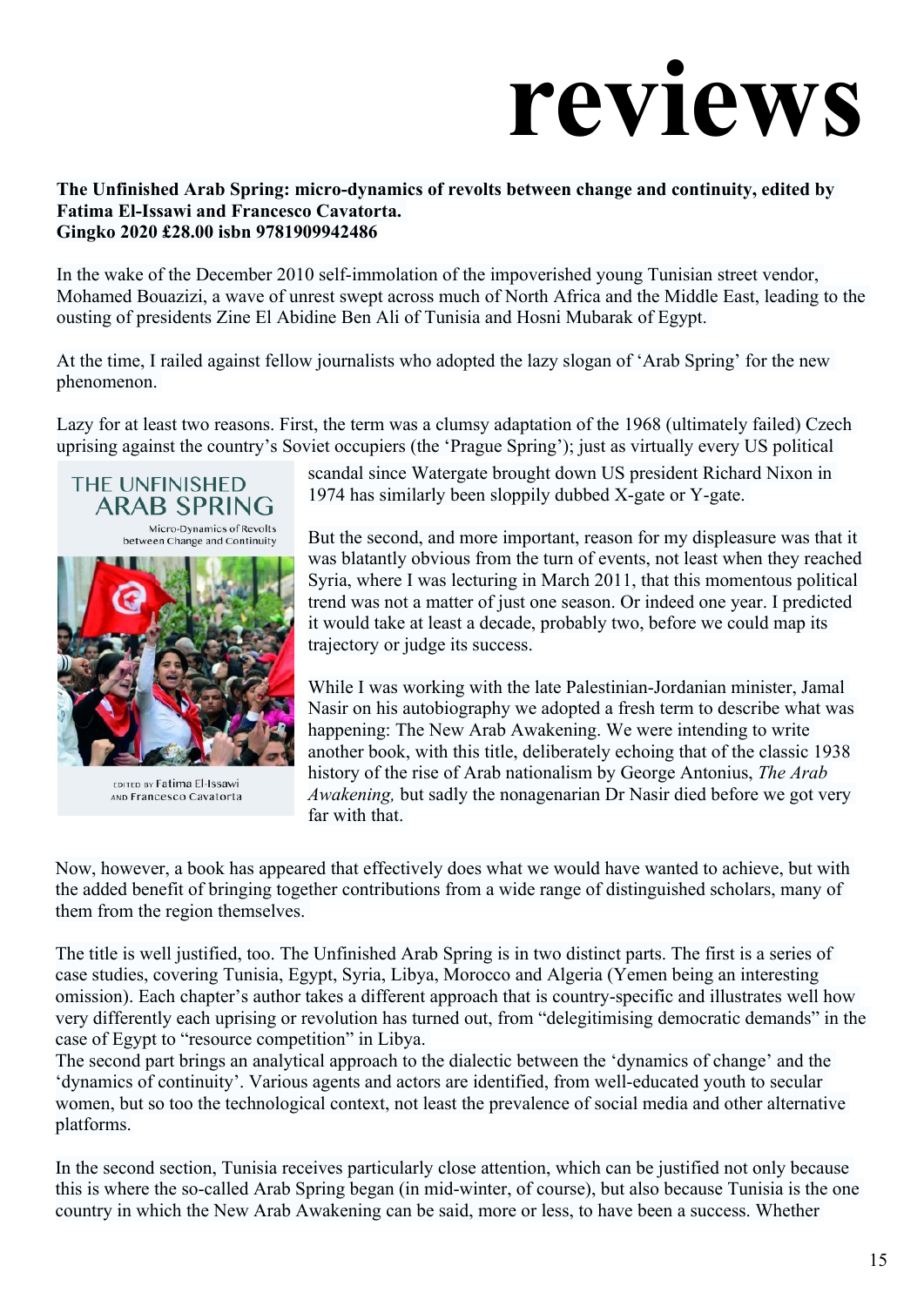# reviews

**The Unfinished Arab Spring: micro-dynamics of revolts between change and continuity, edited by Fatima El-Issawi and Francesco Cavatorta.**
**Gingko 2020 £28.00 isbn 9781909942486**

In the wake of the December 2010 self-immolation of the impoverished young Tunisian street vendor, Mohamed Bouazizi, a wave of unrest swept across much of North Africa and the Middle East, leading to the ousting of presidents Zine El Abidine Ben Ali of Tunisia and Hosni Mubarak of Egypt.

At the time, I railed against fellow journalists who adopted the lazy slogan of 'Arab Spring' for the new phenomenon.

Lazy for at least two reasons. First, the term was a clumsy adaptation of the 1968 (ultimately failed) Czech uprising against the country's Soviet occupiers (the 'Prague Spring'); just as virtually every US political scandal since Watergate brought down US president Richard Nixon in 1974 has similarly been sloppily dubbed X-gate or Y-gate.

THE UNFINISHED ARAB SPRING
Micro-Dynamics of Revolts between Change and Continuity
EDITED BY Fatima El-Issawi AND Francesco Cavatorta

But the second, and more important, reason for my displeasure was that it was blatantly obvious from the turn of events, not least when they reached Syria, where I was lecturing in March 2011, that this momentous political trend was not a matter of just one season. Or indeed one year. I predicted it would take at least a decade, probably two, before we could map its trajectory or judge its success.

While I was working with the late Palestinian-Jordanian minister, Jamal Nasir on his autobiography we adopted a fresh term to describe what was happening: The New Arab Awakening. We were intending to write another book, with this title, deliberately echoing that of the classic 1938 history of the rise of Arab nationalism by George Antonius, *The Arab Awakening,* but sadly the nonagenarian Dr Nasir died before we got very far with that.

Now, however, a book has appeared that effectively does what we would have wanted to achieve, but with the added benefit of bringing together contributions from a wide range of distinguished scholars, many of them from the region themselves.

The title is well justified, too. The Unfinished Arab Spring is in two distinct parts. The first is a series of case studies, covering Tunisia, Egypt, Syria, Libya, Morocco and Algeria (Yemen being an interesting omission). Each chapter's author takes a different approach that is country-specific and illustrates well how very differently each uprising or revolution has turned out, from "delegitimising democratic demands" in the case of Egypt to "resource competition" in Libya.
The second part brings an analytical approach to the dialectic between the 'dynamics of change' and the 'dynamics of continuity'. Various agents and actors are identified, from well-educated youth to secular women, but so too the technological context, not least the prevalence of social media and other alternative platforms.

In the second section, Tunisia receives particularly close attention, which can be justified not only because this is where the so-called Arab Spring began (in mid-winter, of course), but also because Tunisia is the one country in which the New Arab Awakening can be said, more or less, to have been a success. Whether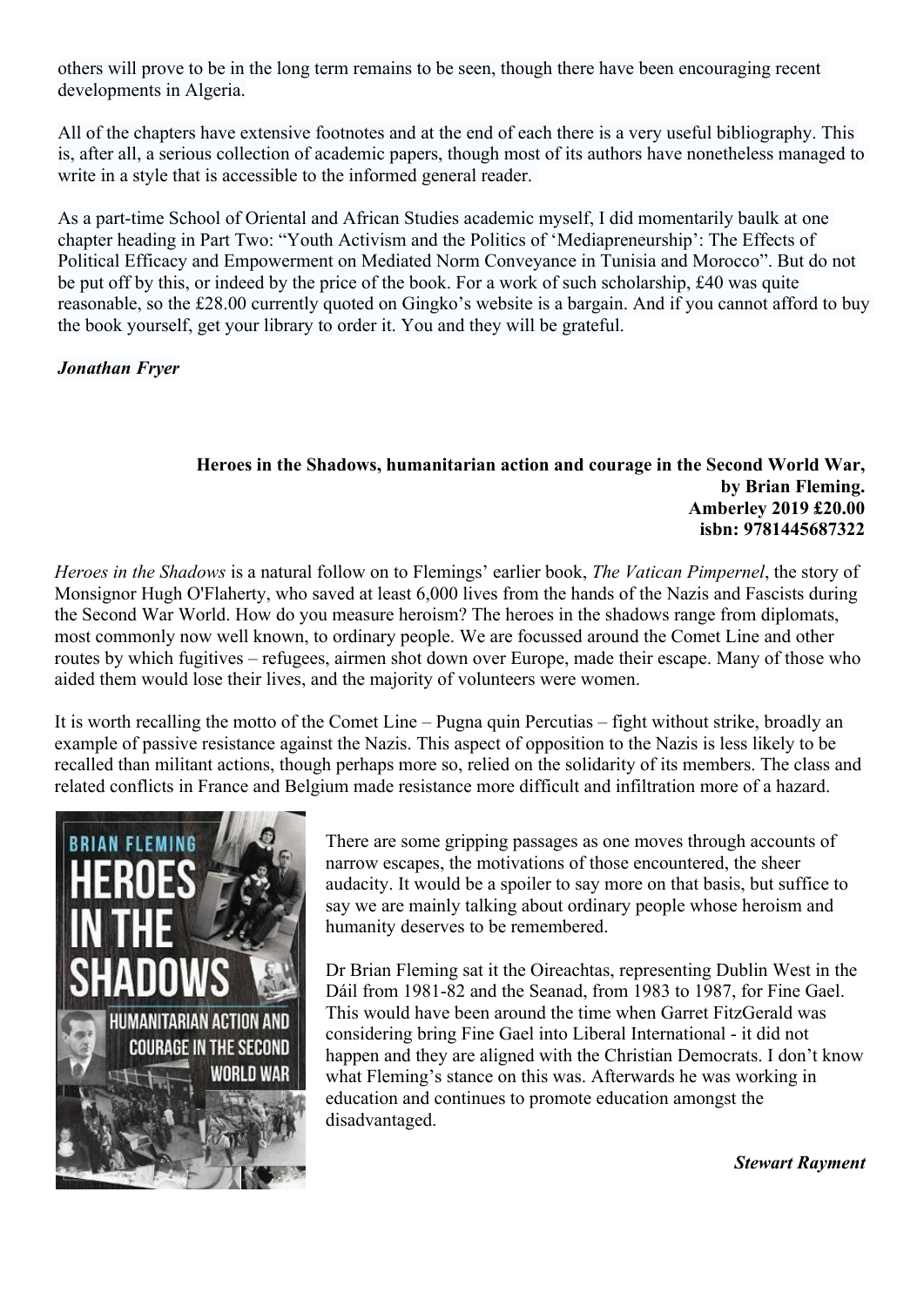others will prove to be in the long term remains to be seen, though there have been encouraging recent developments in Algeria.

All of the chapters have extensive footnotes and at the end of each there is a very useful bibliography. This is, after all, a serious collection of academic papers, though most of its authors have nonetheless managed to write in a style that is accessible to the informed general reader.

As a part-time School of Oriental and African Studies academic myself, I did momentarily baulk at one chapter heading in Part Two: "Youth Activism and the Politics of 'Mediapreneurship': The Effects of Political Efficacy and Empowerment on Mediated Norm Conveyance in Tunisia and Morocco". But do not be put off by this, or indeed by the price of the book. For a work of such scholarship, £40 was quite reasonable, so the £28.00 currently quoted on Gingko's website is a bargain. And if you cannot afford to buy the book yourself, get your library to order it. You and they will be grateful.

***Jonathan Fryer***

**Heroes in the Shadows, humanitarian action and courage in the Second World War, by Brian Fleming.
Amberley 2019 £20.00
isbn: 9781445687322**

*Heroes in the Shadows* is a natural follow on to Flemings' earlier book, *The Vatican Pimpernel*, the story of Monsignor Hugh O'Flaherty, who saved at least 6,000 lives from the hands of the Nazis and Fascists during the Second War World. How do you measure heroism? The heroes in the shadows range from diplomats, most commonly now well known, to ordinary people. We are focussed around the Comet Line and other routes by which fugitives – refugees, airmen shot down over Europe, made their escape. Many of those who aided them would lose their lives, and the majority of volunteers were women.

It is worth recalling the motto of the Comet Line – Pugna quin Percutias – fight without strike, broadly an example of passive resistance against the Nazis. This aspect of opposition to the Nazis is less likely to be recalled than militant actions, though perhaps more so, relied on the solidarity of its members. The class and related conflicts in France and Belgium made resistance more difficult and infiltration more of a hazard.

There are some gripping passages as one moves through accounts of narrow escapes, the motivations of those encountered, the sheer audacity. It would be a spoiler to say more on that basis, but suffice to say we are mainly talking about ordinary people whose heroism and humanity deserves to be remembered.

Dr Brian Fleming sat it the Oireachtas, representing Dublin West in the Dáil from 1981-82 and the Seanad, from 1983 to 1987, for Fine Gael. This would have been around the time when Garret FitzGerald was considering bring Fine Gael into Liberal International - it did not happen and they are aligned with the Christian Democrats. I don't know what Fleming's stance on this was. Afterwards he was working in education and continues to promote education amongst the disadvantaged.

***Stewart Rayment***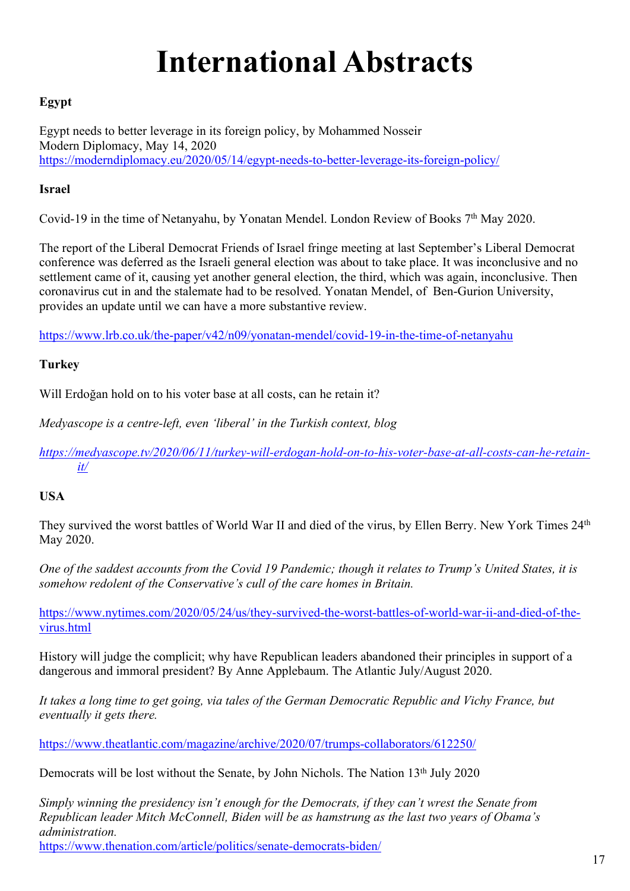# International Abstracts

**Egypt**

Egypt needs to better leverage in its foreign policy, by Mohammed Nosseir
Modern Diplomacy, May 14, 2020
https://moderndiplomacy.eu/2020/05/14/egypt-needs-to-better-leverage-its-foreign-policy/

**Israel**

Covid-19 in the time of Netanyahu, by Yonatan Mendel. London Review of Books 7th May 2020.

The report of the Liberal Democrat Friends of Israel fringe meeting at last September's Liberal Democrat conference was deferred as the Israeli general election was about to take place. It was inconclusive and no settlement came of it, causing yet another general election, the third, which was again, inconclusive. Then coronavirus cut in and the stalemate had to be resolved. Yonatan Mendel, of Ben-Gurion University, provides an update until we can have a more substantive review.

https://www.lrb.co.uk/the-paper/v42/n09/yonatan-mendel/covid-19-in-the-time-of-netanyahu

**Turkey**

Will Erdoğan hold on to his voter base at all costs, can he retain it?

*Medyascope is a centre-left, even 'liberal' in the Turkish context, blog*

*https://medyascope.tv/2020/06/11/turkey-will-erdogan-hold-on-to-his-voter-base-at-all-costs-can-he-retain-it/*

**USA**

They survived the worst battles of World War II and died of the virus, by Ellen Berry. New York Times 24th May 2020.

*One of the saddest accounts from the Covid 19 Pandemic; though it relates to Trump's United States, it is somehow redolent of the Conservative's cull of the care homes in Britain.*

https://www.nytimes.com/2020/05/24/us/they-survived-the-worst-battles-of-world-war-ii-and-died-of-the-virus.html

History will judge the complicit; why have Republican leaders abandoned their principles in support of a dangerous and immoral president? By Anne Applebaum. The Atlantic July/August 2020.

*It takes a long time to get going, via tales of the German Democratic Republic and Vichy France, but eventually it gets there.*

https://www.theatlantic.com/magazine/archive/2020/07/trumps-collaborators/612250/

Democrats will be lost without the Senate, by John Nichols. The Nation 13th July 2020

*Simply winning the presidency isn't enough for the Democrats, if they can't wrest the Senate from Republican leader Mitch McConnell, Biden will be as hamstrung as the last two years of Obama's administration.*
https://www.thenation.com/article/politics/senate-democrats-biden/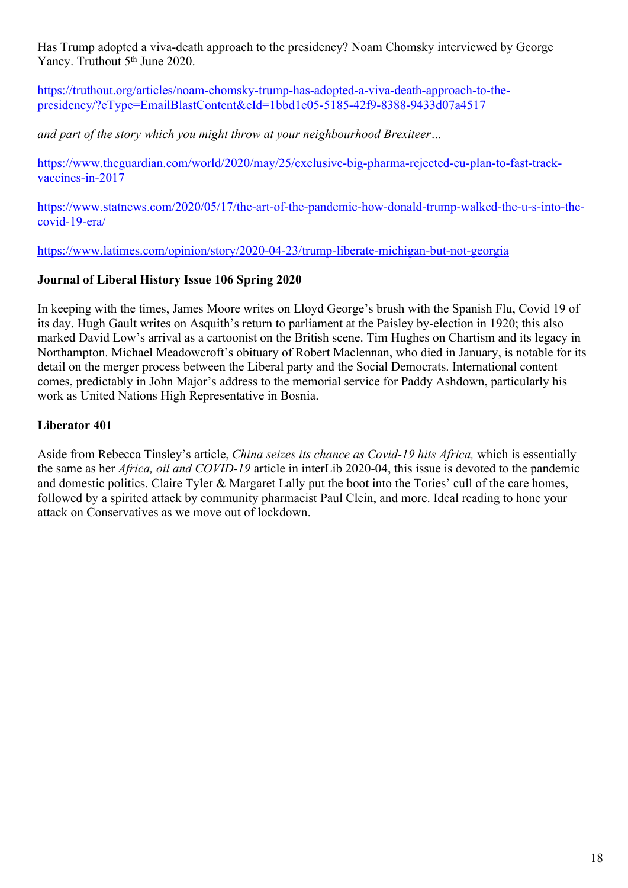Has Trump adopted a viva-death approach to the presidency? Noam Chomsky interviewed by George Yancy. Truthout 5th June 2020.

https://truthout.org/articles/noam-chomsky-trump-has-adopted-a-viva-death-approach-to-the-presidency/?eType=EmailBlastContent&eId=1bbd1e05-5185-42f9-8388-9433d07a4517

*and part of the story which you might throw at your neighbourhood Brexiteer…*

https://www.theguardian.com/world/2020/may/25/exclusive-big-pharma-rejected-eu-plan-to-fast-track-vaccines-in-2017

https://www.statnews.com/2020/05/17/the-art-of-the-pandemic-how-donald-trump-walked-the-u-s-into-the-covid-19-era/

https://www.latimes.com/opinion/story/2020-04-23/trump-liberate-michigan-but-not-georgia

**Journal of Liberal History Issue 106 Spring 2020**

In keeping with the times, James Moore writes on Lloyd George's brush with the Spanish Flu, Covid 19 of its day. Hugh Gault writes on Asquith's return to parliament at the Paisley by-election in 1920; this also marked David Low's arrival as a cartoonist on the British scene. Tim Hughes on Chartism and its legacy in Northampton. Michael Meadowcroft's obituary of Robert Maclennan, who died in January, is notable for its detail on the merger process between the Liberal party and the Social Democrats. International content comes, predictably in John Major's address to the memorial service for Paddy Ashdown, particularly his work as United Nations High Representative in Bosnia.

**Liberator 401**

Aside from Rebecca Tinsley's article, *China seizes its chance as Covid-19 hits Africa,* which is essentially the same as her *Africa, oil and COVID-19* article in interLib 2020-04, this issue is devoted to the pandemic and domestic politics. Claire Tyler & Margaret Lally put the boot into the Tories' cull of the care homes, followed by a spirited attack by community pharmacist Paul Clein, and more. Ideal reading to hone your attack on Conservatives as we move out of lockdown.